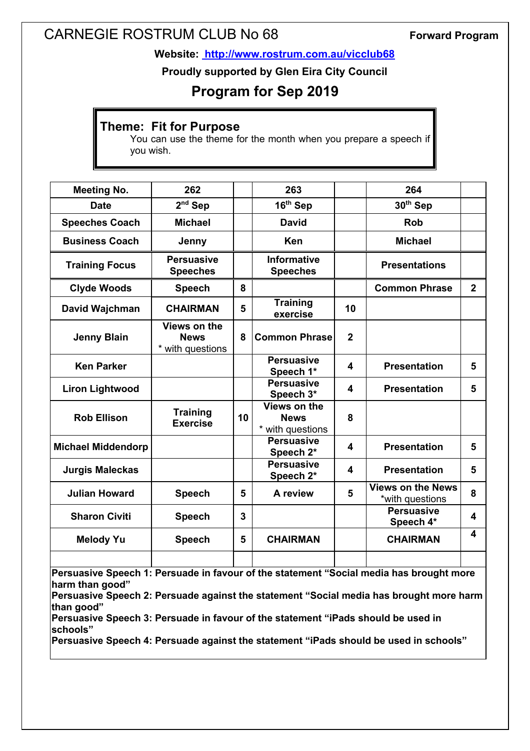# CARNEGIE ROSTRUM CLUB No 68

**Forward Program**

**Website: [http://www.rostrum.com.au/vicclub68](http://www.rostrum.com.au/vicclub68)**

**Proudly supported by Glen Eira City Council**

## Program for Sep 2019

**Theme: Fit for Purpose**

You can use the theme for the month when you prepare a speech if you wish.

| Meeting No. | 262 | | 263 | | 264 | |
|---|---|---|---|---|---|---|
| Date | 2nd Sep | | 16th Sep | | 30th Sep | |
| Speeches Coach | Michael | | David | | Rob | |
| Business Coach | Jenny | | Ken | | Michael | |
| Training Focus | Persuasive Speeches | | Informative Speeches | | Presentations | |
| Clyde Woods | Speech | 8 | | | Common Phrase | 2 |
| David Wajchman | CHAIRMAN | 5 | Training exercise | 10 | | |
| Jenny Blain | Views on the News * with questions | 8 | Common Phrase | 2 | | |
| Ken Parker | | | Persuasive Speech 1* | 4 | Presentation | 5 |
| Liron Lightwood | | | Persuasive Speech 3* | 4 | Presentation | 5 |
| Rob Ellison | Training Exercise | 10 | Views on the News * with questions | 8 | | |
| Michael Middendorp | | | Persuasive Speech 2* | 4 | Presentation | 5 |
| Jurgis Maleckas | | | Persuasive Speech 2* | 4 | Presentation | 5 |
| Julian Howard | Speech | 5 | A review | 5 | Views on the News *with questions | 8 |
| Sharon Civiti | Speech | 3 | | | Persuasive Speech 4* | 4 |
| Melody Yu | Speech | 5 | CHAIRMAN | | CHAIRMAN | 4 |
| | | | | | | |

**Persuasive Speech 1: Persuade in favour of the statement "Social media has brought more harm than good"**
**Persuasive Speech 2: Persuade against the statement "Social media has brought more harm than good"**
**Persuasive Speech 3: Persuade in favour of the statement "iPads should be used in schools"**
**Persuasive Speech 4: Persuade against the statement "iPads should be used in schools"**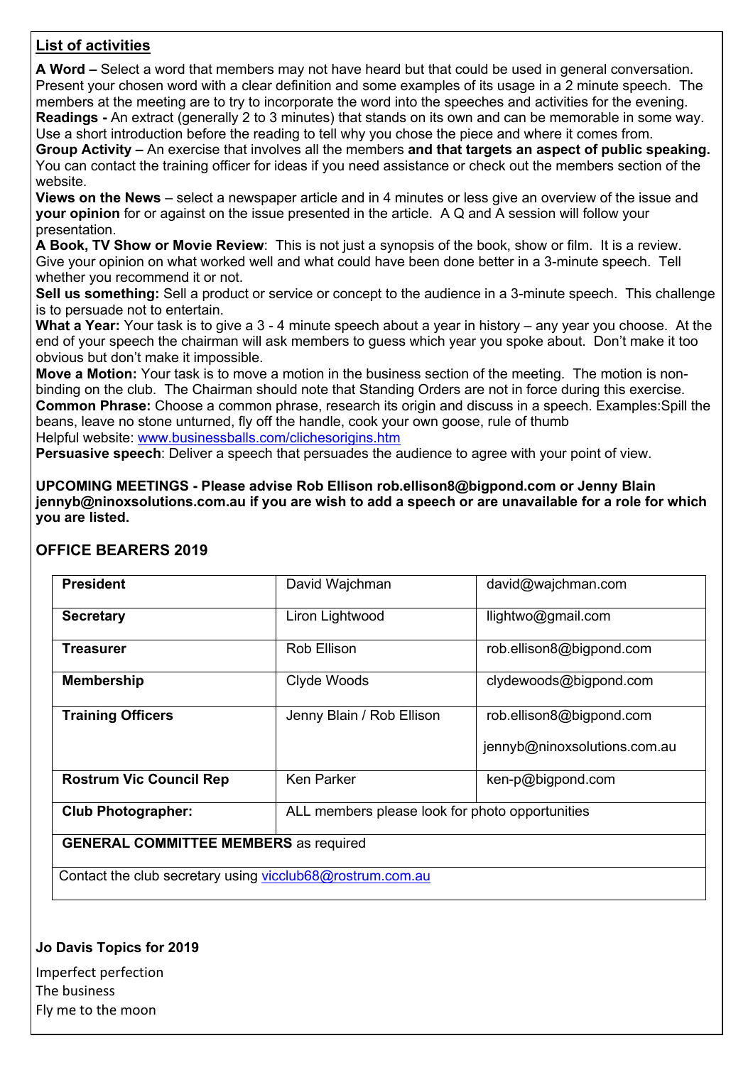## List of activities

**A Word –** Select a word that members may not have heard but that could be used in general conversation. Present your chosen word with a clear definition and some examples of its usage in a 2 minute speech. The members at the meeting are to try to incorporate the word into the speeches and activities for the evening.

**Readings -** An extract (generally 2 to 3 minutes) that stands on its own and can be memorable in some way. Use a short introduction before the reading to tell why you chose the piece and where it comes from.

**Group Activity –** An exercise that involves all the members **and that targets an aspect of public speaking.** You can contact the training officer for ideas if you need assistance or check out the members section of the website.

**Views on the News** – select a newspaper article and in 4 minutes or less give an overview of the issue and **your opinion** for or against on the issue presented in the article. A Q and A session will follow your presentation.

**A Book, TV Show or Movie Review**: This is not just a synopsis of the book, show or film. It is a review. Give your opinion on what worked well and what could have been done better in a 3-minute speech. Tell whether you recommend it or not.

**Sell us something:** Sell a product or service or concept to the audience in a 3-minute speech. This challenge is to persuade not to entertain.

**What a Year:** Your task is to give a 3 - 4 minute speech about a year in history – any year you choose. At the end of your speech the chairman will ask members to guess which year you spoke about. Don't make it too obvious but don't make it impossible.

**Move a Motion:** Your task is to move a motion in the business section of the meeting. The motion is non-binding on the club. The Chairman should note that Standing Orders are not in force during this exercise.

**Common Phrase:** Choose a common phrase, research its origin and discuss in a speech. Examples:Spill the beans, leave no stone unturned, fly off the handle, cook your own goose, rule of thumb
Helpful website: www.businessballs.com/clichesorigins.htm

**Persuasive speech**: Deliver a speech that persuades the audience to agree with your point of view.

**UPCOMING MEETINGS - Please advise Rob Ellison rob.ellison8@bigpond.com or Jenny Blain jennyb@ninoxsolutions.com.au if you are wish to add a speech or are unavailable for a role for which you are listed.**

## OFFICE BEARERS 2019

| | | |
|---|---|---|
| **President** | David Wajchman | david@wajchman.com |
| **Secretary** | Liron Lightwood | llightwo@gmail.com |
| **Treasurer** | Rob Ellison | rob.ellison8@bigpond.com |
| **Membership** | Clyde Woods | clydewoods@bigpond.com |
| **Training Officers** | Jenny Blain / Rob Ellison | rob.ellison8@bigpond.com<br>jennyb@ninoxsolutions.com.au |
| **Rostrum Vic Council Rep** | Ken Parker | ken-p@bigpond.com |
| **Club Photographer:** | ALL members please look for photo opportunities | |
| **GENERAL COMMITTEE MEMBERS** as required | | |
| Contact the club secretary using vicclub68@rostrum.com.au | | |

**Jo Davis Topics for 2019**

Imperfect perfection
The business
Fly me to the moon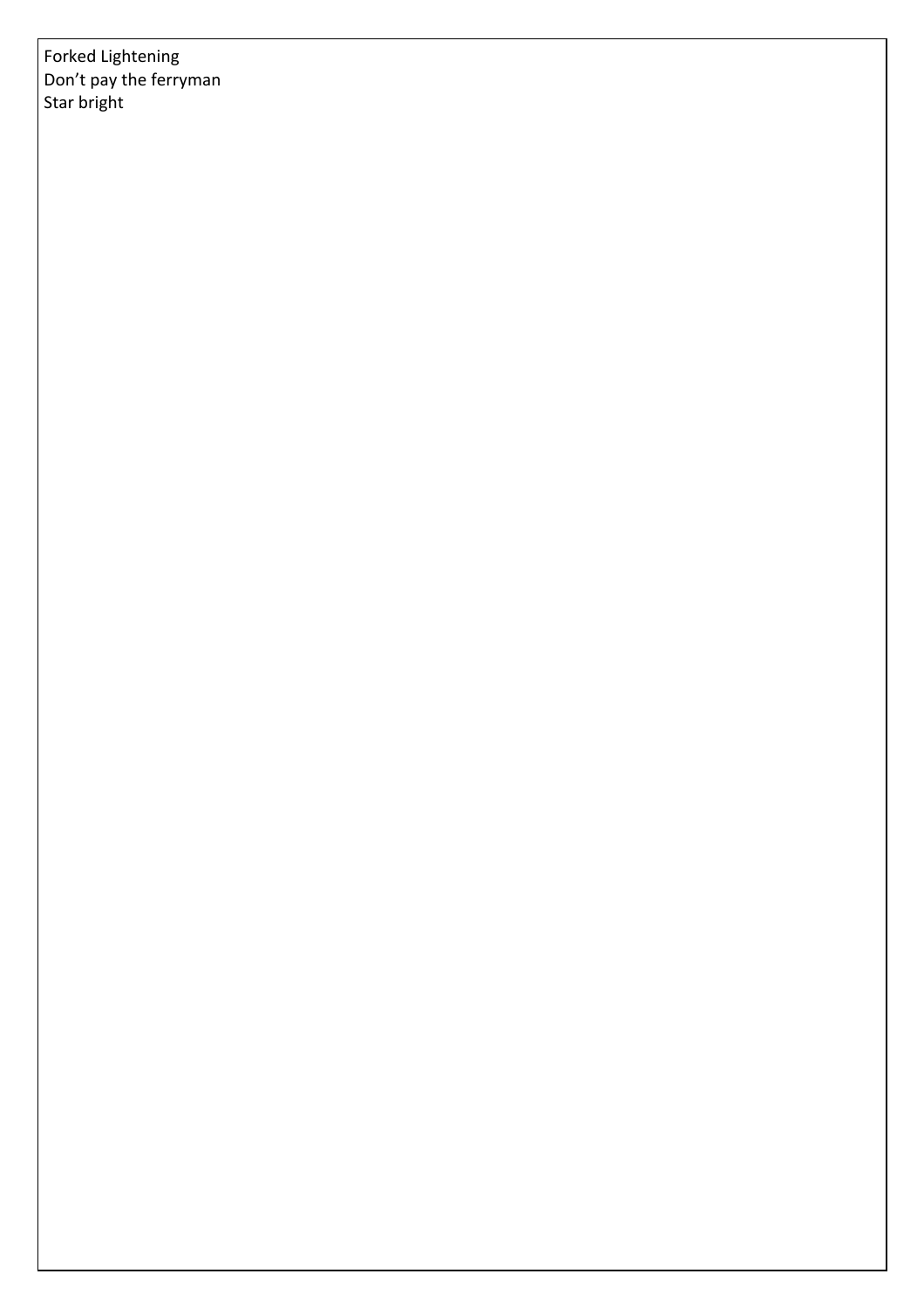Forked Lightening
Don’t pay the ferryman
Star bright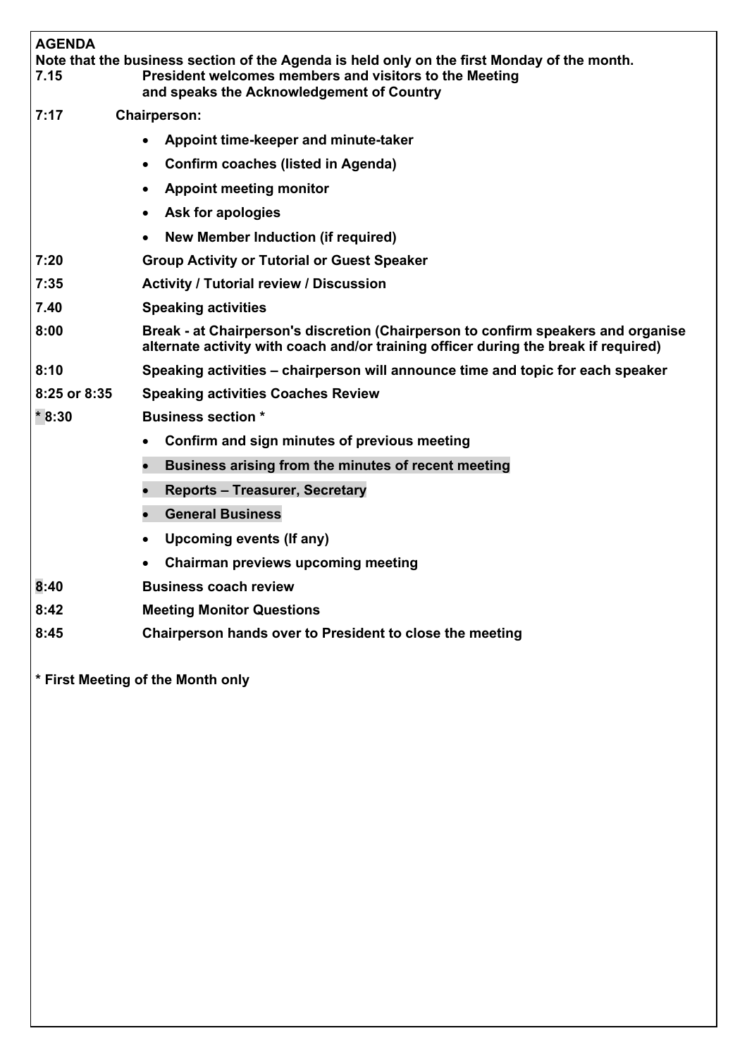**AGENDA**

**Note that the business section of the Agenda is held only on the first Monday of the month.**

| | |
|---|---|
| **7.15** | **President welcomes members and visitors to the Meeting and speaks the Acknowledgement of Country** |
| **7:17** | **Chairperson:**<br>• **Appoint time-keeper and minute-taker**<br>• **Confirm coaches (listed in Agenda)**<br>• **Appoint meeting monitor**<br>• **Ask for apologies**<br>• **New Member Induction (if required)** |
| **7:20** | **Group Activity or Tutorial or Guest Speaker** |
| **7:35** | **Activity / Tutorial review / Discussion** |
| **7.40** | **Speaking activities** |
| **8:00** | **Break - at Chairperson's discretion (Chairperson to confirm speakers and organise alternate activity with coach and/or training officer during the break if required)** |
| **8:10** | **Speaking activities – chairperson will announce time and topic for each speaker** |
| **8:25 or 8:35** | **Speaking activities Coaches Review** |
| **\* 8:30** | **Business section \***<br>• **Confirm and sign minutes of previous meeting**<br>• **Business arising from the minutes of recent meeting**<br>• **Reports – Treasurer, Secretary**<br>• **General Business**<br>• **Upcoming events (If any)**<br>• **Chairman previews upcoming meeting** |
| **8:40** | **Business coach review** |
| **8:42** | **Meeting Monitor Questions** |
| **8:45** | **Chairperson hands over to President to close the meeting** |

**\* First Meeting of the Month only**